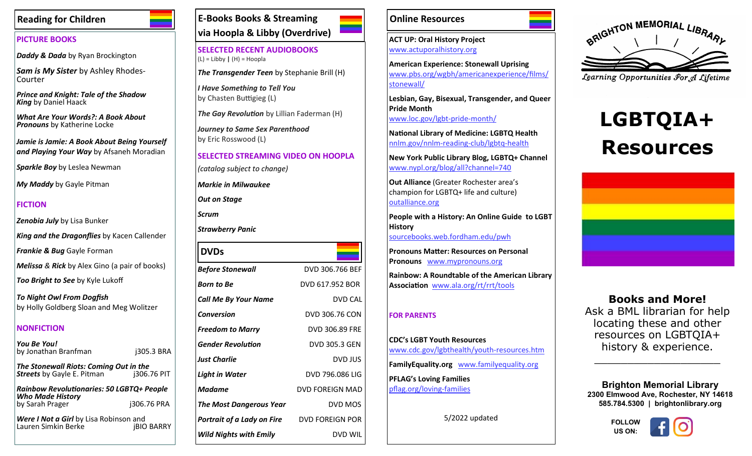## Reading for Children

### PICTURE BOOKS

***Daddy & Dada*** by Ryan Brockington

***Sam is My Sister*** by Ashley Rhodes-Courter

***Prince and Knight: Tale of the Shadow King*** by Daniel Haack

***What Are Your Words?: A Book About Pronouns*** by Katherine Locke

***Jamie is Jamie: A Book About Being Yourself and Playing Your Way*** by Afsaneh Moradian

***Sparkle Boy*** by Leslea Newman

***My Maddy*** by Gayle Pitman

### FICTION

***Zenobia July*** by Lisa Bunker

***King and the Dragonflies*** by Kacen Callender

***Frankie & Bug*** Gayle Forman

***Melissa*** & ***Rick*** by Alex Gino (a pair of books)

***Too Bright to See*** by Kyle Lukoff

***To Night Owl From Dogfish*** by Holly Goldberg Sloan and Meg Wolitzer

### NONFICTION

***You Be You!*** by Jonathan Branfman — j305.3 BRA

***The Stonewall Riots: Coming Out in the Streets*** by Gayle E. Pitman — j306.76 PIT

***Rainbow Revolutionaries: 50 LGBTQ+ People Who Made History*** by Sarah Prager — j306.76 PRA

***Were I Not a Girl*** by Lisa Robinson and Lauren Simkin Berke — jBIO BARRY

## E-Books Books & Streaming via Hoopla & Libby (Overdrive)

### SELECTED RECENT AUDIOBOOKS

(L) = Libby | (H) = Hoopla

***The Transgender Teen*** by Stephanie Brill (H)

***I Have Something to Tell You*** by Chasten Buttigieg (L)

***The Gay Revolution*** by Lillian Faderman (H)

***Journey to Same Sex Parenthood*** by Eric Rosswood (L)

### SELECTED STREAMING VIDEO ON HOOPLA

*(catalog subject to change)*

***Markie in Milwaukee***

***Out on Stage***

***Scrum***

***Strawberry Panic***

## DVDs

| Title | Call Number |
|---|---|
| ***Before Stonewall*** | DVD 306.766 BEF |
| ***Born to Be*** | DVD 617.952 BOR |
| ***Call Me By Your Name*** | DVD CAL |
| ***Conversion*** | DVD 306.76 CON |
| ***Freedom to Marry*** | DVD 306.89 FRE |
| ***Gender Revolution*** | DVD 305.3 GEN |
| ***Just Charlie*** | DVD JUS |
| ***Light in Water*** | DVD 796.086 LIG |
| ***Madame*** | DVD FOREIGN MAD |
| ***The Most Dangerous Year*** | DVD MOS |
| ***Portrait of a Lady on Fire*** | DVD FOREIGN POR |
| ***Wild Nights with Emily*** | DVD WIL |

## Online Resources

**ACT UP: Oral History Project**
www.actuporalhistory.org

**American Experience: Stonewall Uprising**
www.pbs.org/wgbh/americanexperience/films/stonewall/

**Lesbian, Gay, Bisexual, Transgender, and Queer Pride Month**
www.loc.gov/lgbt-pride-month/

**National Library of Medicine: LGBTQ Health**
nnlm.gov/nnlm-reading-club/lgbtq-health

**New York Public Library Blog, LGBTQ+ Channel**
www.nypl.org/blog/all?channel=740

**Out Alliance** (Greater Rochester area's champion for LGBTQ+ life and culture)
outalliance.org

**People with a History: An Online Guide to LGBT History**
sourcebooks.web.fordham.edu/pwh

**Pronouns Matter: Resources on Personal Pronouns** www.mypronouns.org

**Rainbow: A Roundtable of the American Library Association** www.ala.org/rt/rrt/tools

### FOR PARENTS

**CDC's LGBT Youth Resources**
www.cdc.gov/lgbthealth/youth-resources.htm

**FamilyEquality.org** www.familyequality.org

**PFLAG's Loving Families**
pflag.org/loving-families

5/2022 updated

BRIGHTON MEMORIAL LIBRARY

Learning Opportunities For A Lifetime

# LGBTQIA+ Resources

**Books and More!**
Ask a BML librarian for help locating these and other resources on LGBTQIA+ history & experience.

**Brighton Memorial Library**
**2300 Elmwood Ave, Rochester, NY 14618**
**585.784.5300 | brightonlibrary.org**

**FOLLOW US ON:**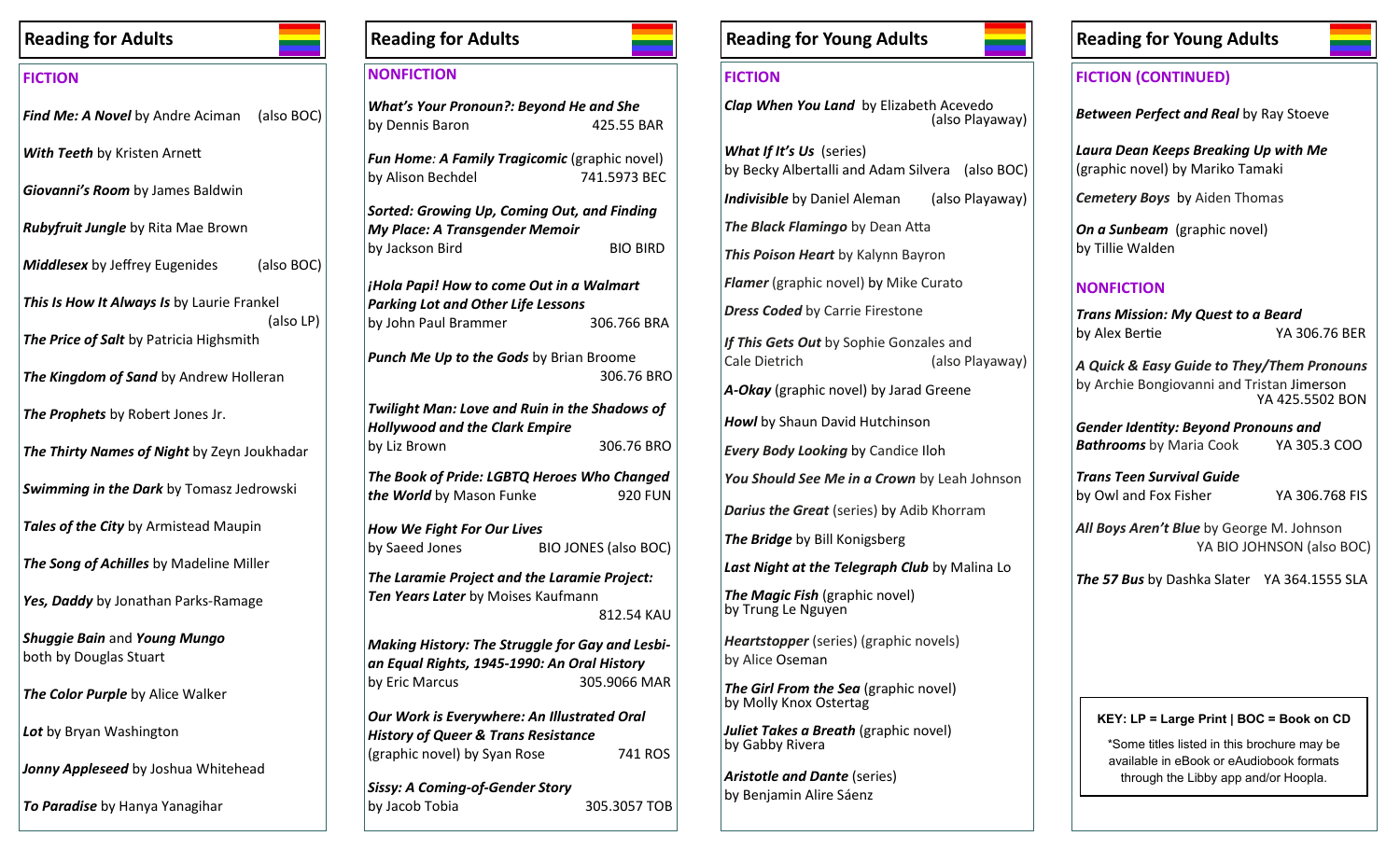## Reading for Adults

### FICTION

***Find Me: A Novel*** by Andre Aciman (also BOC)

***With Teeth*** by Kristen Arnett

***Giovanni's Room*** by James Baldwin

***Rubyfruit Jungle*** by Rita Mae Brown

***Middlesex*** by Jeffrey Eugenides (also BOC)

***This Is How It Always Is*** by Laurie Frankel (also LP)

***The Price of Salt*** by Patricia Highsmith

***The Kingdom of Sand*** by Andrew Holleran

***The Prophets*** by Robert Jones Jr.

***The Thirty Names of Night*** by Zeyn Joukhadar

***Swimming in the Dark*** by Tomasz Jedrowski

***Tales of the City*** by Armistead Maupin

***The Song of Achilles*** by Madeline Miller

***Yes, Daddy*** by Jonathan Parks-Ramage

***Shuggie Bain*** and ***Young Mungo*** both by Douglas Stuart

***The Color Purple*** by Alice Walker

***Lot*** by Bryan Washington

***Jonny Appleseed*** by Joshua Whitehead

***To Paradise*** by Hanya Yanagihar

## Reading for Adults

### NONFICTION

***What's Your Pronoun?: Beyond He and She*** by Dennis Baron 425.55 BAR

***Fun Home: A Family Tragicomic*** (graphic novel) by Alison Bechdel 741.5973 BEC

***Sorted: Growing Up, Coming Out, and Finding My Place: A Transgender Memoir*** by Jackson Bird BIO BIRD

***¡Hola Papi! How to come Out in a Walmart Parking Lot and Other Life Lessons*** by John Paul Brammer 306.766 BRA

***Punch Me Up to the Gods*** by Brian Broome 306.76 BRO

***Twilight Man: Love and Ruin in the Shadows of Hollywood and the Clark Empire*** by Liz Brown 306.76 BRO

***The Book of Pride: LGBTQ Heroes Who Changed the World*** by Mason Funke 920 FUN

***How We Fight For Our Lives*** by Saeed Jones BIO JONES (also BOC)

***The Laramie Project and the Laramie Project: Ten Years Later*** by Moises Kaufmann 812.54 KAU

***Making History: The Struggle for Gay and Lesbian Equal Rights, 1945-1990: An Oral History*** by Eric Marcus 305.9066 MAR

***Our Work is Everywhere: An Illustrated Oral History of Queer & Trans Resistance*** (graphic novel) by Syan Rose 741 ROS

***Sissy: A Coming-of-Gender Story*** by Jacob Tobia 305.3057 TOB

## Reading for Young Adults

### FICTION

***Clap When You Land*** by Elizabeth Acevedo (also Playaway)

***What If It's Us*** (series) by Becky Albertalli and Adam Silvera (also BOC)

***Indivisible*** by Daniel Aleman (also Playaway)

***The Black Flamingo*** by Dean Atta

***This Poison Heart*** by Kalynn Bayron

***Flamer*** (graphic novel) by Mike Curato

***Dress Coded*** by Carrie Firestone

***If This Gets Out*** by Sophie Gonzales and Cale Dietrich (also Playaway)

***A-Okay*** (graphic novel) by Jarad Greene

***Howl*** by Shaun David Hutchinson

***Every Body Looking*** by Candice Iloh

***You Should See Me in a Crown*** by Leah Johnson

***Darius the Great*** (series) by Adib Khorram

***The Bridge*** by Bill Konigsberg

***Last Night at the Telegraph Club*** by Malina Lo

***The Magic Fish*** (graphic novel) by Trung Le Nguyen

***Heartstopper*** (series) (graphic novels) by Alice Oseman

***The Girl From the Sea*** (graphic novel) by Molly Knox Ostertag

***Juliet Takes a Breath*** (graphic novel) by Gabby Rivera

***Aristotle and Dante*** (series) by Benjamin Alire Sáenz

## Reading for Young Adults

### FICTION (CONTINUED)

***Between Perfect and Real*** by Ray Stoeve

***Laura Dean Keeps Breaking Up with Me*** (graphic novel) by Mariko Tamaki

***Cemetery Boys*** by Aiden Thomas

***On a Sunbeam*** (graphic novel) by Tillie Walden

### NONFICTION

***Trans Mission: My Quest to a Beard*** by Alex Bertie YA 306.76 BER

***A Quick & Easy Guide to They/Them Pronouns*** by Archie Bongiovanni and Tristan Jimerson YA 425.5502 BON

***Gender Identity: Beyond Pronouns and Bathrooms*** by Maria Cook YA 305.3 COO

***Trans Teen Survival Guide*** by Owl and Fox Fisher YA 306.768 FIS

***All Boys Aren't Blue*** by George M. Johnson YA BIO JOHNSON (also BOC)

***The 57 Bus*** by Dashka Slater YA 364.1555 SLA

**KEY: LP = Large Print | BOC = Book on CD**

*Some titles listed in this brochure may be available in eBook or eAudiobook formats through the Libby app and/or Hoopla.